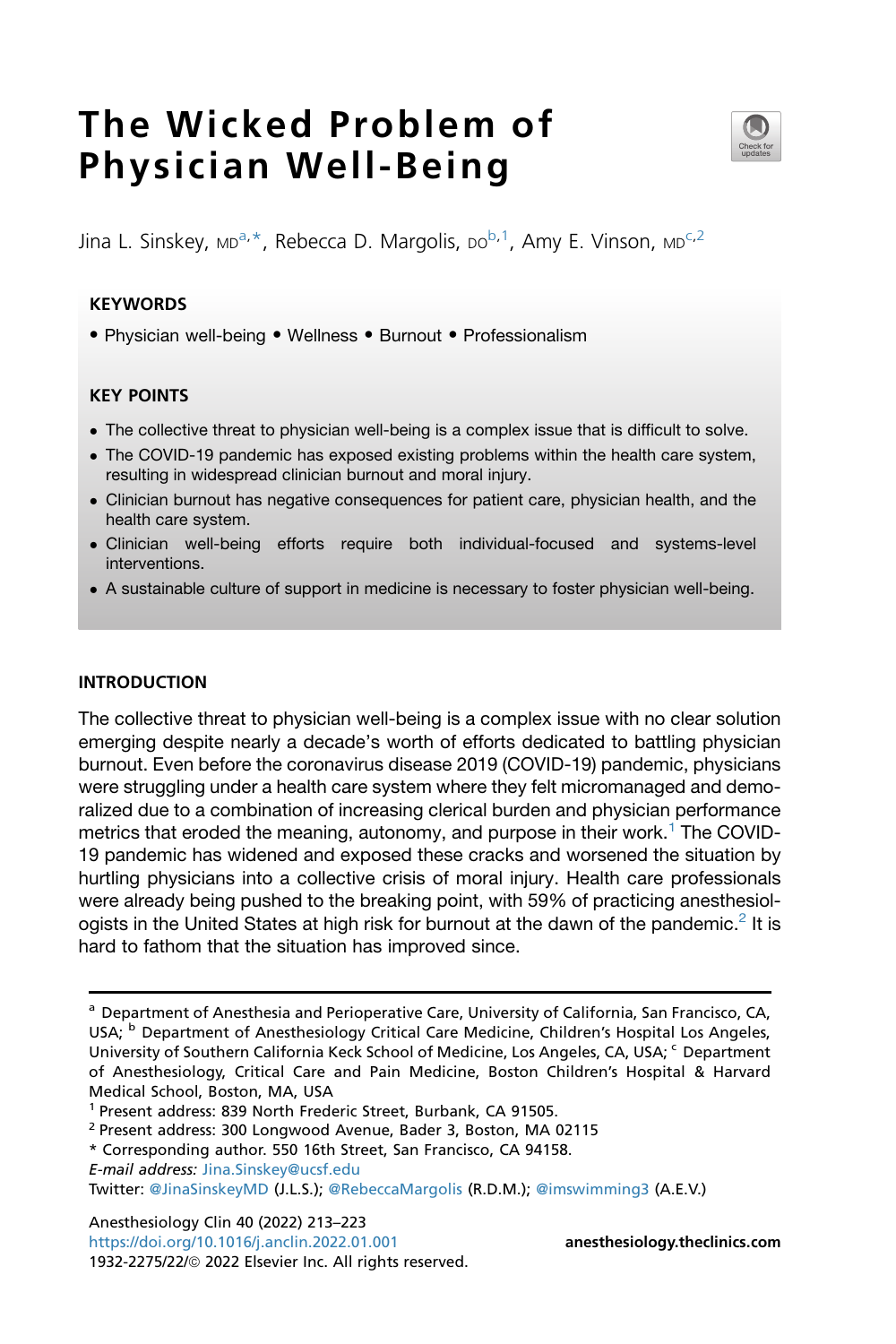# The Wicked Problem of Physician Well-Being

Jina L. Sinskey, MD[a,*], Rebecca D. Margolis, DO[b,1], Amy E. Vinson, MD[c,2]

## KEYWORDS

- Physician well-being • Wellness • Burnout • Professionalism

## KEY POINTS

- The collective threat to physician well-being is a complex issue that is difficult to solve.
- The COVID-19 pandemic has exposed existing problems within the health care system, resulting in widespread clinician burnout and moral injury.
- Clinician burnout has negative consequences for patient care, physician health, and the health care system.
- Clinician well-being efforts require both individual-focused and systems-level interventions.
- A sustainable culture of support in medicine is necessary to foster physician well-being.

## INTRODUCTION

The collective threat to physician well-being is a complex issue with no clear solution emerging despite nearly a decade's worth of efforts dedicated to battling physician burnout. Even before the coronavirus disease 2019 (COVID-19) pandemic, physicians were struggling under a health care system where they felt micromanaged and demoralized due to a combination of increasing clerical burden and physician performance metrics that eroded the meaning, autonomy, and purpose in their work.[1] The COVID-19 pandemic has widened and exposed these cracks and worsened the situation by hurtling physicians into a collective crisis of moral injury. Health care professionals were already being pushed to the breaking point, with 59% of practicing anesthesiologists in the United States at high risk for burnout at the dawn of the pandemic.[2] It is hard to fathom that the situation has improved since.

---

[a] Department of Anesthesia and Perioperative Care, University of California, San Francisco, CA, USA; [b] Department of Anesthesiology Critical Care Medicine, Children's Hospital Los Angeles, University of Southern California Keck School of Medicine, Los Angeles, CA, USA; [c] Department of Anesthesiology, Critical Care and Pain Medicine, Boston Children's Hospital & Harvard Medical School, Boston, MA, USA

[1] Present address: 839 North Frederic Street, Burbank, CA 91505.

[2] Present address: 300 Longwood Avenue, Bader 3, Boston, MA 02115

* Corresponding author. 550 16th Street, San Francisco, CA 94158.

*E-mail address:* Jina.Sinskey@ucsf.edu

Twitter: @JinaSinskeyMD (J.L.S.); @RebeccaMargolis (R.D.M.); @imswimming3 (A.E.V.)

Anesthesiology Clin 40 (2022) 213–223
https://doi.org/10.1016/j.anclin.2022.01.001
1932-2275/22/© 2022 Elsevier Inc. All rights reserved.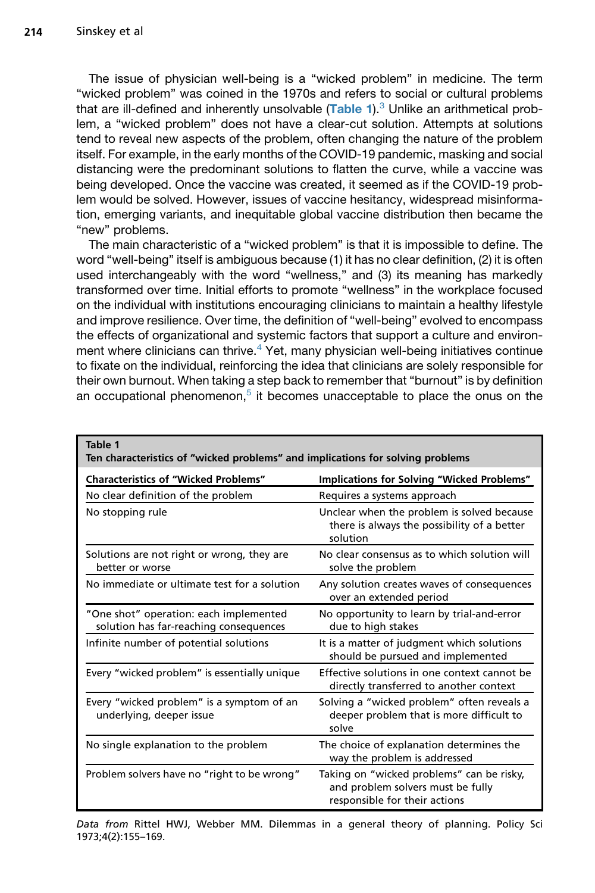The issue of physician well-being is a “wicked problem” in medicine. The term “wicked problem” was coined in the 1970s and refers to social or cultural problems that are ill-defined and inherently unsolvable (Table 1).[3] Unlike an arithmetical problem, a “wicked problem” does not have a clear-cut solution. Attempts at solutions tend to reveal new aspects of the problem, often changing the nature of the problem itself. For example, in the early months of the COVID-19 pandemic, masking and social distancing were the predominant solutions to flatten the curve, while a vaccine was being developed. Once the vaccine was created, it seemed as if the COVID-19 problem would be solved. However, issues of vaccine hesitancy, widespread misinformation, emerging variants, and inequitable global vaccine distribution then became the “new” problems.

The main characteristic of a “wicked problem” is that it is impossible to define. The word “well-being” itself is ambiguous because (1) it has no clear definition, (2) it is often used interchangeably with the word “wellness,” and (3) its meaning has markedly transformed over time. Initial efforts to promote “wellness” in the workplace focused on the individual with institutions encouraging clinicians to maintain a healthy lifestyle and improve resilience. Over time, the definition of “well-being” evolved to encompass the effects of organizational and systemic factors that support a culture and environment where clinicians can thrive.[4] Yet, many physician well-being initiatives continue to fixate on the individual, reinforcing the idea that clinicians are solely responsible for their own burnout. When taking a step back to remember that “burnout” is by definition an occupational phenomenon,[5] it becomes unacceptable to place the onus on the

**Table 1**
**Ten characteristics of “wicked problems” and implications for solving problems**

| Characteristics of “Wicked Problems” | Implications for Solving “Wicked Problems” |
|---|---|
| No clear definition of the problem | Requires a systems approach |
| No stopping rule | Unclear when the problem is solved because there is always the possibility of a better solution |
| Solutions are not right or wrong, they are better or worse | No clear consensus as to which solution will solve the problem |
| No immediate or ultimate test for a solution | Any solution creates waves of consequences over an extended period |
| “One shot” operation: each implemented solution has far-reaching consequences | No opportunity to learn by trial-and-error due to high stakes |
| Infinite number of potential solutions | It is a matter of judgment which solutions should be pursued and implemented |
| Every “wicked problem” is essentially unique | Effective solutions in one context cannot be directly transferred to another context |
| Every “wicked problem” is a symptom of an underlying, deeper issue | Solving a “wicked problem” often reveals a deeper problem that is more difficult to solve |
| No single explanation to the problem | The choice of explanation determines the way the problem is addressed |
| Problem solvers have no “right to be wrong” | Taking on “wicked problems” can be risky, and problem solvers must be fully responsible for their actions |

*Data from* Rittel HWJ, Webber MM. Dilemmas in a general theory of planning. Policy Sci 1973;4(2):155–169.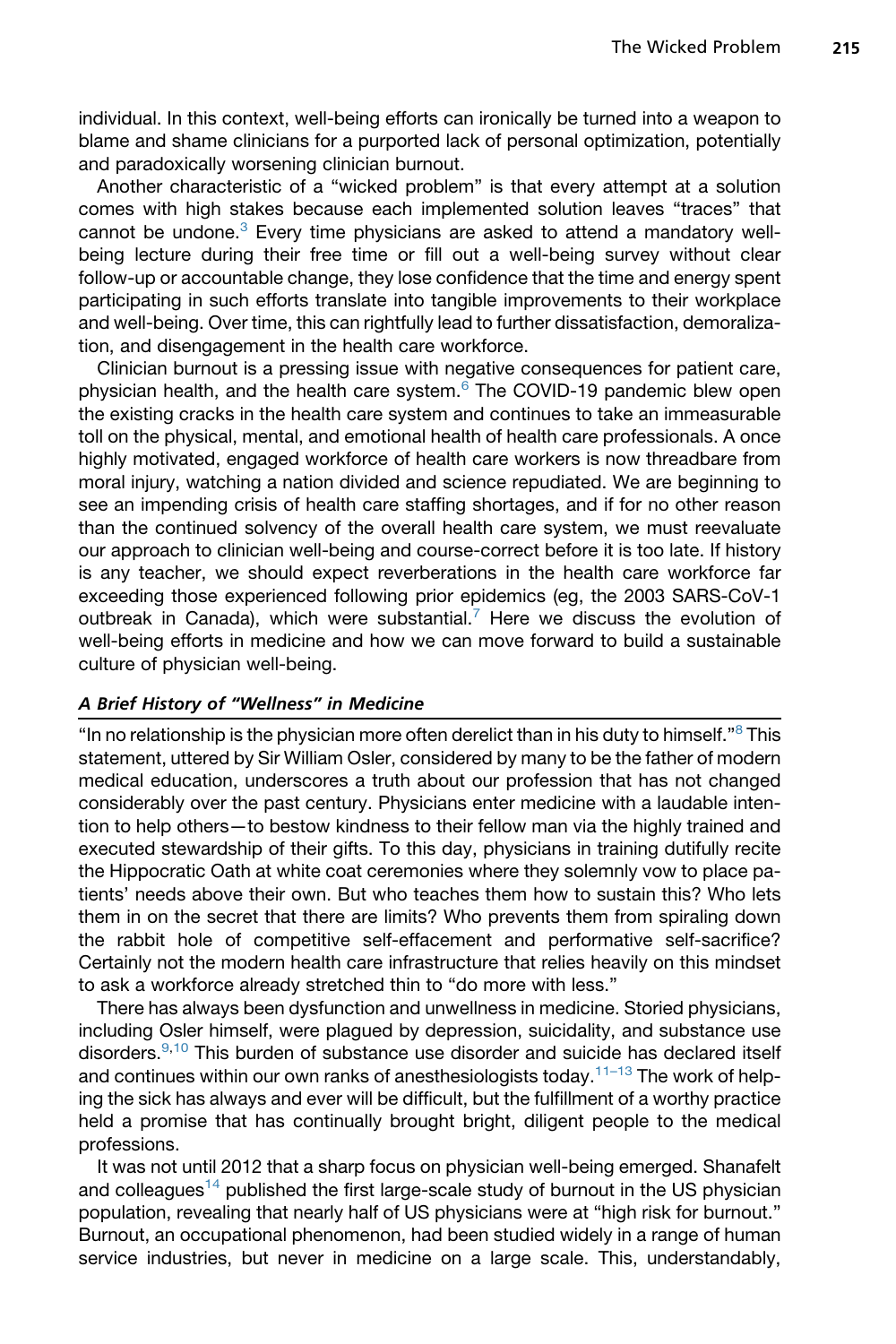individual. In this context, well-being efforts can ironically be turned into a weapon to blame and shame clinicians for a purported lack of personal optimization, potentially and paradoxically worsening clinician burnout.

Another characteristic of a "wicked problem" is that every attempt at a solution comes with high stakes because each implemented solution leaves "traces" that cannot be undone.[3] Every time physicians are asked to attend a mandatory well-being lecture during their free time or fill out a well-being survey without clear follow-up or accountable change, they lose confidence that the time and energy spent participating in such efforts translate into tangible improvements to their workplace and well-being. Over time, this can rightfully lead to further dissatisfaction, demoralization, and disengagement in the health care workforce.

Clinician burnout is a pressing issue with negative consequences for patient care, physician health, and the health care system.[6] The COVID-19 pandemic blew open the existing cracks in the health care system and continues to take an immeasurable toll on the physical, mental, and emotional health of health care professionals. A once highly motivated, engaged workforce of health care workers is now threadbare from moral injury, watching a nation divided and science repudiated. We are beginning to see an impending crisis of health care staffing shortages, and if for no other reason than the continued solvency of the overall health care system, we must reevaluate our approach to clinician well-being and course-correct before it is too late. If history is any teacher, we should expect reverberations in the health care workforce far exceeding those experienced following prior epidemics (eg, the 2003 SARS-CoV-1 outbreak in Canada), which were substantial.[7] Here we discuss the evolution of well-being efforts in medicine and how we can move forward to build a sustainable culture of physician well-being.

### *A Brief History of "Wellness" in Medicine*

"In no relationship is the physician more often derelict than in his duty to himself."[8] This statement, uttered by Sir William Osler, considered by many to be the father of modern medical education, underscores a truth about our profession that has not changed considerably over the past century. Physicians enter medicine with a laudable intention to help others—to bestow kindness to their fellow man via the highly trained and executed stewardship of their gifts. To this day, physicians in training dutifully recite the Hippocratic Oath at white coat ceremonies where they solemnly vow to place patients' needs above their own. But who teaches them how to sustain this? Who lets them in on the secret that there are limits? Who prevents them from spiraling down the rabbit hole of competitive self-effacement and performative self-sacrifice? Certainly not the modern health care infrastructure that relies heavily on this mindset to ask a workforce already stretched thin to "do more with less."

There has always been dysfunction and unwellness in medicine. Storied physicians, including Osler himself, were plagued by depression, suicidality, and substance use disorders.[9,10] This burden of substance use disorder and suicide has declared itself and continues within our own ranks of anesthesiologists today.[11–13] The work of helping the sick has always and ever will be difficult, but the fulfillment of a worthy practice held a promise that has continually brought bright, diligent people to the medical professions.

It was not until 2012 that a sharp focus on physician well-being emerged. Shanafelt and colleagues[14] published the first large-scale study of burnout in the US physician population, revealing that nearly half of US physicians were at "high risk for burnout." Burnout, an occupational phenomenon, had been studied widely in a range of human service industries, but never in medicine on a large scale. This, understandably,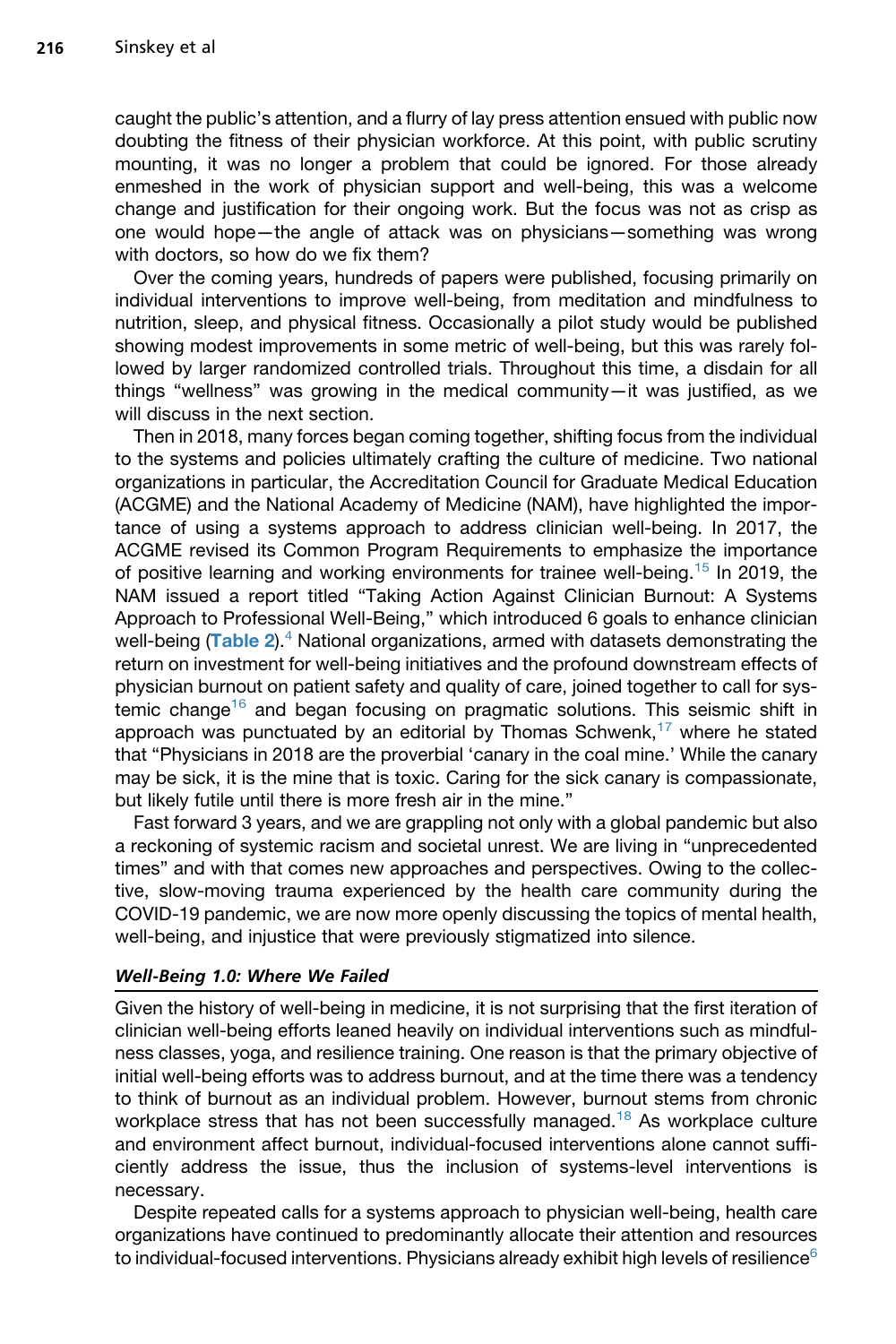caught the public's attention, and a flurry of lay press attention ensued with public now doubting the fitness of their physician workforce. At this point, with public scrutiny mounting, it was no longer a problem that could be ignored. For those already enmeshed in the work of physician support and well-being, this was a welcome change and justification for their ongoing work. But the focus was not as crisp as one would hope—the angle of attack was on physicians—something was wrong with doctors, so how do we fix them?

Over the coming years, hundreds of papers were published, focusing primarily on individual interventions to improve well-being, from meditation and mindfulness to nutrition, sleep, and physical fitness. Occasionally a pilot study would be published showing modest improvements in some metric of well-being, but this was rarely followed by larger randomized controlled trials. Throughout this time, a disdain for all things "wellness" was growing in the medical community—it was justified, as we will discuss in the next section.

Then in 2018, many forces began coming together, shifting focus from the individual to the systems and policies ultimately crafting the culture of medicine. Two national organizations in particular, the Accreditation Council for Graduate Medical Education (ACGME) and the National Academy of Medicine (NAM), have highlighted the importance of using a systems approach to address clinician well-being. In 2017, the ACGME revised its Common Program Requirements to emphasize the importance of positive learning and working environments for trainee well-being.[15] In 2019, the NAM issued a report titled "Taking Action Against Clinician Burnout: A Systems Approach to Professional Well-Being," which introduced 6 goals to enhance clinician well-being (**Table 2**).[4] National organizations, armed with datasets demonstrating the return on investment for well-being initiatives and the profound downstream effects of physician burnout on patient safety and quality of care, joined together to call for systemic change[16] and began focusing on pragmatic solutions. This seismic shift in approach was punctuated by an editorial by Thomas Schwenk,[17] where he stated that "Physicians in 2018 are the proverbial 'canary in the coal mine.' While the canary may be sick, it is the mine that is toxic. Caring for the sick canary is compassionate, but likely futile until there is more fresh air in the mine."

Fast forward 3 years, and we are grappling not only with a global pandemic but also a reckoning of systemic racism and societal unrest. We are living in "unprecedented times" and with that comes new approaches and perspectives. Owing to the collective, slow-moving trauma experienced by the health care community during the COVID-19 pandemic, we are now more openly discussing the topics of mental health, well-being, and injustice that were previously stigmatized into silence.

### *Well-Being 1.0: Where We Failed*

Given the history of well-being in medicine, it is not surprising that the first iteration of clinician well-being efforts leaned heavily on individual interventions such as mindfulness classes, yoga, and resilience training. One reason is that the primary objective of initial well-being efforts was to address burnout, and at the time there was a tendency to think of burnout as an individual problem. However, burnout stems from chronic workplace stress that has not been successfully managed.[18] As workplace culture and environment affect burnout, individual-focused interventions alone cannot sufficiently address the issue, thus the inclusion of systems-level interventions is necessary.

Despite repeated calls for a systems approach to physician well-being, health care organizations have continued to predominantly allocate their attention and resources to individual-focused interventions. Physicians already exhibit high levels of resilience[6]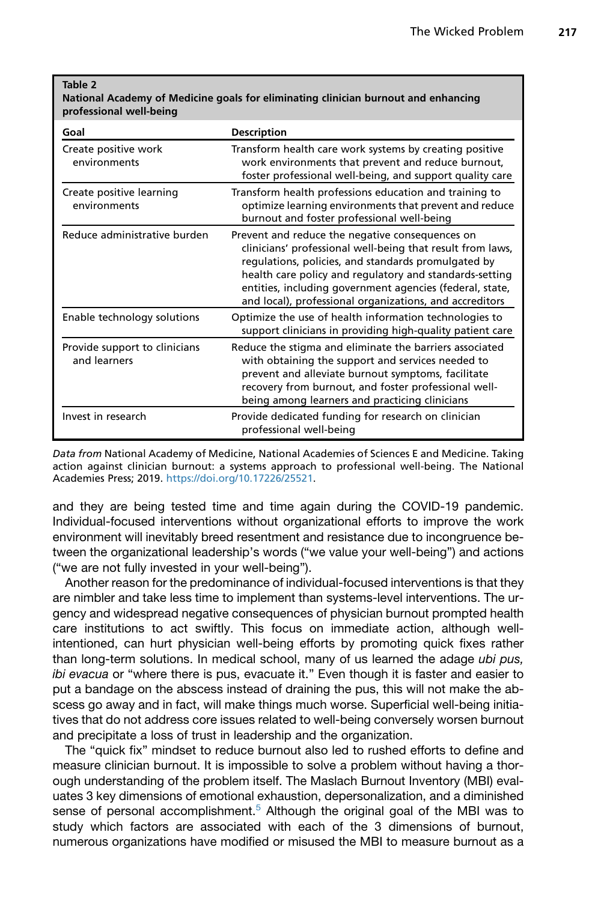**Table 2**
**National Academy of Medicine goals for eliminating clinician burnout and enhancing professional well-being**

| Goal | Description |
|---|---|
| Create positive work environments | Transform health care work systems by creating positive work environments that prevent and reduce burnout, foster professional well-being, and support quality care |
| Create positive learning environments | Transform health professions education and training to optimize learning environments that prevent and reduce burnout and foster professional well-being |
| Reduce administrative burden | Prevent and reduce the negative consequences on clinicians' professional well-being that result from laws, regulations, policies, and standards promulgated by health care policy and regulatory and standards-setting entities, including government agencies (federal, state, and local), professional organizations, and accreditors |
| Enable technology solutions | Optimize the use of health information technologies to support clinicians in providing high-quality patient care |
| Provide support to clinicians and learners | Reduce the stigma and eliminate the barriers associated with obtaining the support and services needed to prevent and alleviate burnout symptoms, facilitate recovery from burnout, and foster professional well-being among learners and practicing clinicians |
| Invest in research | Provide dedicated funding for research on clinician professional well-being |

*Data from* National Academy of Medicine, National Academies of Sciences E and Medicine. Taking action against clinician burnout: a systems approach to professional well-being. The National Academies Press; 2019. https://doi.org/10.17226/25521.

and they are being tested time and time again during the COVID-19 pandemic. Individual-focused interventions without organizational efforts to improve the work environment will inevitably breed resentment and resistance due to incongruence between the organizational leadership's words ("we value your well-being") and actions ("we are not fully invested in your well-being").

Another reason for the predominance of individual-focused interventions is that they are nimbler and take less time to implement than systems-level interventions. The urgency and widespread negative consequences of physician burnout prompted health care institutions to act swiftly. This focus on immediate action, although well-intentioned, can hurt physician well-being efforts by promoting quick fixes rather than long-term solutions. In medical school, many of us learned the adage *ubi pus, ibi evacua* or "where there is pus, evacuate it." Even though it is faster and easier to put a bandage on the abscess instead of draining the pus, this will not make the abscess go away and in fact, will make things much worse. Superficial well-being initiatives that do not address core issues related to well-being conversely worsen burnout and precipitate a loss of trust in leadership and the organization.

The "quick fix" mindset to reduce burnout also led to rushed efforts to define and measure clinician burnout. It is impossible to solve a problem without having a thorough understanding of the problem itself. The Maslach Burnout Inventory (MBI) evaluates 3 key dimensions of emotional exhaustion, depersonalization, and a diminished sense of personal accomplishment.[5] Although the original goal of the MBI was to study which factors are associated with each of the 3 dimensions of burnout, numerous organizations have modified or misused the MBI to measure burnout as a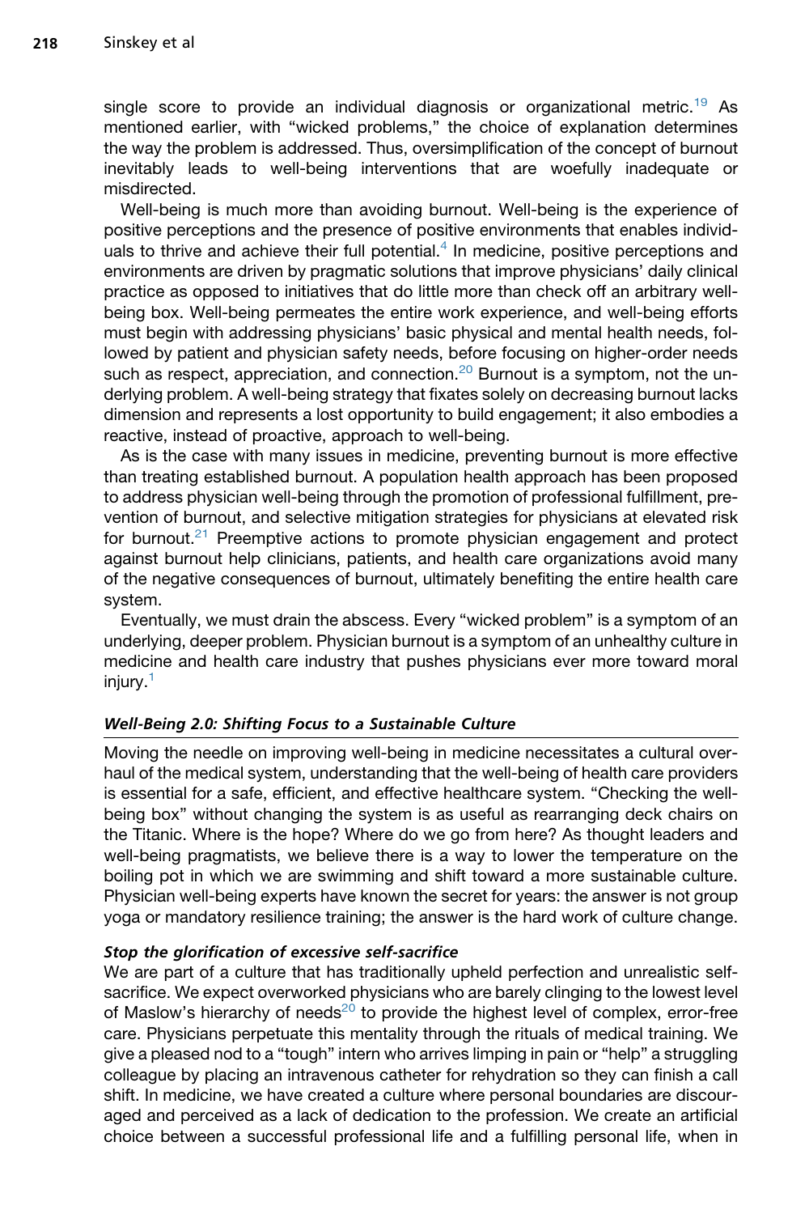single score to provide an individual diagnosis or organizational metric.[19] As mentioned earlier, with "wicked problems," the choice of explanation determines the way the problem is addressed. Thus, oversimplification of the concept of burnout inevitably leads to well-being interventions that are woefully inadequate or misdirected.

Well-being is much more than avoiding burnout. Well-being is the experience of positive perceptions and the presence of positive environments that enables individuals to thrive and achieve their full potential.[4] In medicine, positive perceptions and environments are driven by pragmatic solutions that improve physicians' daily clinical practice as opposed to initiatives that do little more than check off an arbitrary well-being box. Well-being permeates the entire work experience, and well-being efforts must begin with addressing physicians' basic physical and mental health needs, followed by patient and physician safety needs, before focusing on higher-order needs such as respect, appreciation, and connection.[20] Burnout is a symptom, not the underlying problem. A well-being strategy that fixates solely on decreasing burnout lacks dimension and represents a lost opportunity to build engagement; it also embodies a reactive, instead of proactive, approach to well-being.

As is the case with many issues in medicine, preventing burnout is more effective than treating established burnout. A population health approach has been proposed to address physician well-being through the promotion of professional fulfillment, prevention of burnout, and selective mitigation strategies for physicians at elevated risk for burnout.[21] Preemptive actions to promote physician engagement and protect against burnout help clinicians, patients, and health care organizations avoid many of the negative consequences of burnout, ultimately benefiting the entire health care system.

Eventually, we must drain the abscess. Every "wicked problem" is a symptom of an underlying, deeper problem. Physician burnout is a symptom of an unhealthy culture in medicine and health care industry that pushes physicians ever more toward moral injury.[1]

### *Well-Being 2.0: Shifting Focus to a Sustainable Culture*

Moving the needle on improving well-being in medicine necessitates a cultural overhaul of the medical system, understanding that the well-being of health care providers is essential for a safe, efficient, and effective healthcare system. "Checking the well-being box" without changing the system is as useful as rearranging deck chairs on the Titanic. Where is the hope? Where do we go from here? As thought leaders and well-being pragmatists, we believe there is a way to lower the temperature on the boiling pot in which we are swimming and shift toward a more sustainable culture. Physician well-being experts have known the secret for years: the answer is not group yoga or mandatory resilience training; the answer is the hard work of culture change.

#### *Stop the glorification of excessive self-sacrifice*

We are part of a culture that has traditionally upheld perfection and unrealistic self-sacrifice. We expect overworked physicians who are barely clinging to the lowest level of Maslow's hierarchy of needs[20] to provide the highest level of complex, error-free care. Physicians perpetuate this mentality through the rituals of medical training. We give a pleased nod to a "tough" intern who arrives limping in pain or "help" a struggling colleague by placing an intravenous catheter for rehydration so they can finish a call shift. In medicine, we have created a culture where personal boundaries are discouraged and perceived as a lack of dedication to the profession. We create an artificial choice between a successful professional life and a fulfilling personal life, when in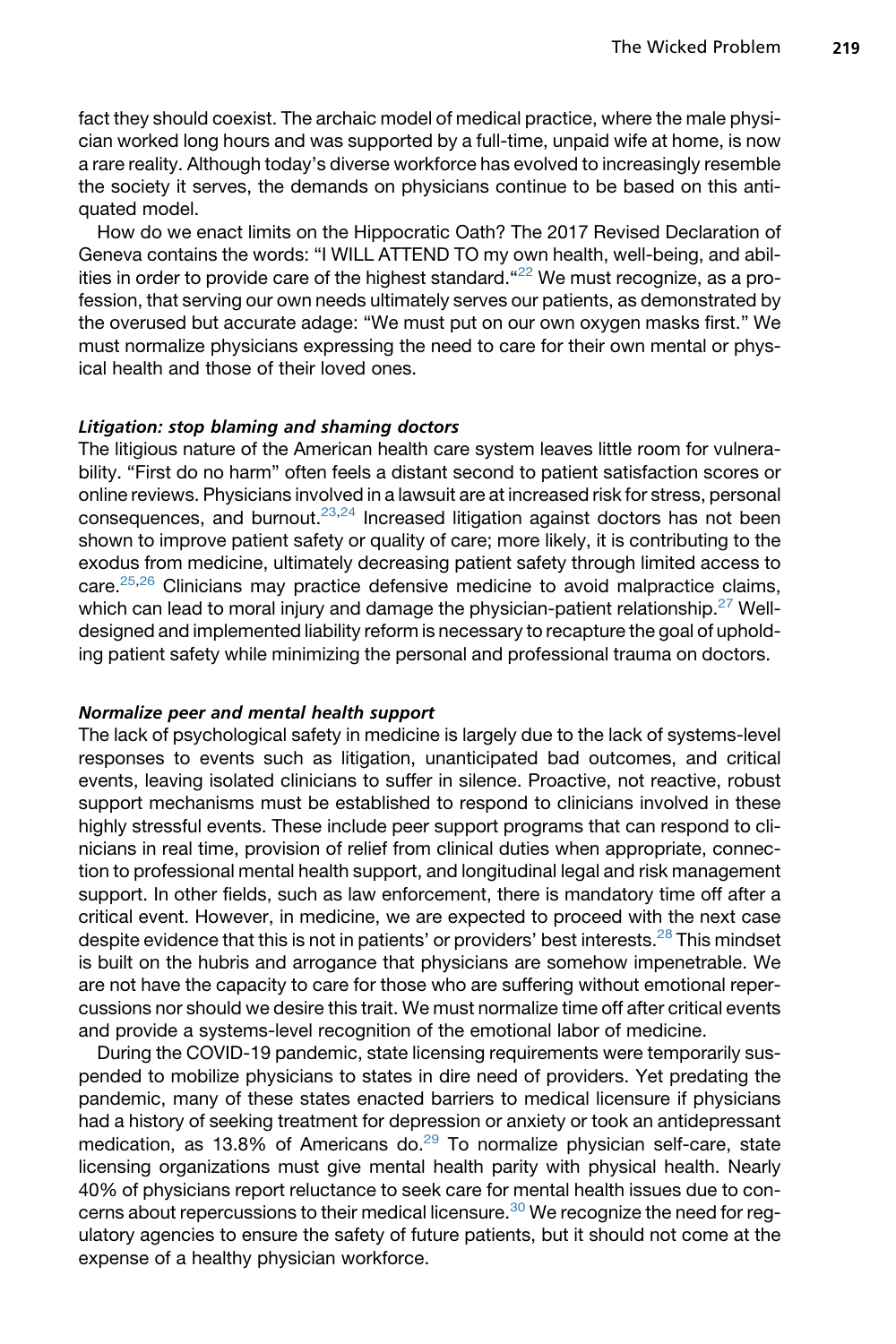fact they should coexist. The archaic model of medical practice, where the male physician worked long hours and was supported by a full-time, unpaid wife at home, is now a rare reality. Although today's diverse workforce has evolved to increasingly resemble the society it serves, the demands on physicians continue to be based on this antiquated model.

How do we enact limits on the Hippocratic Oath? The 2017 Revised Declaration of Geneva contains the words: "I WILL ATTEND TO my own health, well-being, and abilities in order to provide care of the highest standard."[22] We must recognize, as a profession, that serving our own needs ultimately serves our patients, as demonstrated by the overused but accurate adage: "We must put on our own oxygen masks first." We must normalize physicians expressing the need to care for their own mental or physical health and those of their loved ones.

#### *Litigation: stop blaming and shaming doctors*

The litigious nature of the American health care system leaves little room for vulnerability. "First do no harm" often feels a distant second to patient satisfaction scores or online reviews. Physicians involved in a lawsuit are at increased risk for stress, personal consequences, and burnout.[23,24] Increased litigation against doctors has not been shown to improve patient safety or quality of care; more likely, it is contributing to the exodus from medicine, ultimately decreasing patient safety through limited access to care.[25,26] Clinicians may practice defensive medicine to avoid malpractice claims, which can lead to moral injury and damage the physician-patient relationship.[27] Well-designed and implemented liability reform is necessary to recapture the goal of upholding patient safety while minimizing the personal and professional trauma on doctors.

#### *Normalize peer and mental health support*

The lack of psychological safety in medicine is largely due to the lack of systems-level responses to events such as litigation, unanticipated bad outcomes, and critical events, leaving isolated clinicians to suffer in silence. Proactive, not reactive, robust support mechanisms must be established to respond to clinicians involved in these highly stressful events. These include peer support programs that can respond to clinicians in real time, provision of relief from clinical duties when appropriate, connection to professional mental health support, and longitudinal legal and risk management support. In other fields, such as law enforcement, there is mandatory time off after a critical event. However, in medicine, we are expected to proceed with the next case despite evidence that this is not in patients' or providers' best interests.[28] This mindset is built on the hubris and arrogance that physicians are somehow impenetrable. We are not have the capacity to care for those who are suffering without emotional repercussions nor should we desire this trait. We must normalize time off after critical events and provide a systems-level recognition of the emotional labor of medicine.

During the COVID-19 pandemic, state licensing requirements were temporarily suspended to mobilize physicians to states in dire need of providers. Yet predating the pandemic, many of these states enacted barriers to medical licensure if physicians had a history of seeking treatment for depression or anxiety or took an antidepressant medication, as 13.8% of Americans do.[29] To normalize physician self-care, state licensing organizations must give mental health parity with physical health. Nearly 40% of physicians report reluctance to seek care for mental health issues due to concerns about repercussions to their medical licensure.[30] We recognize the need for regulatory agencies to ensure the safety of future patients, but it should not come at the expense of a healthy physician workforce.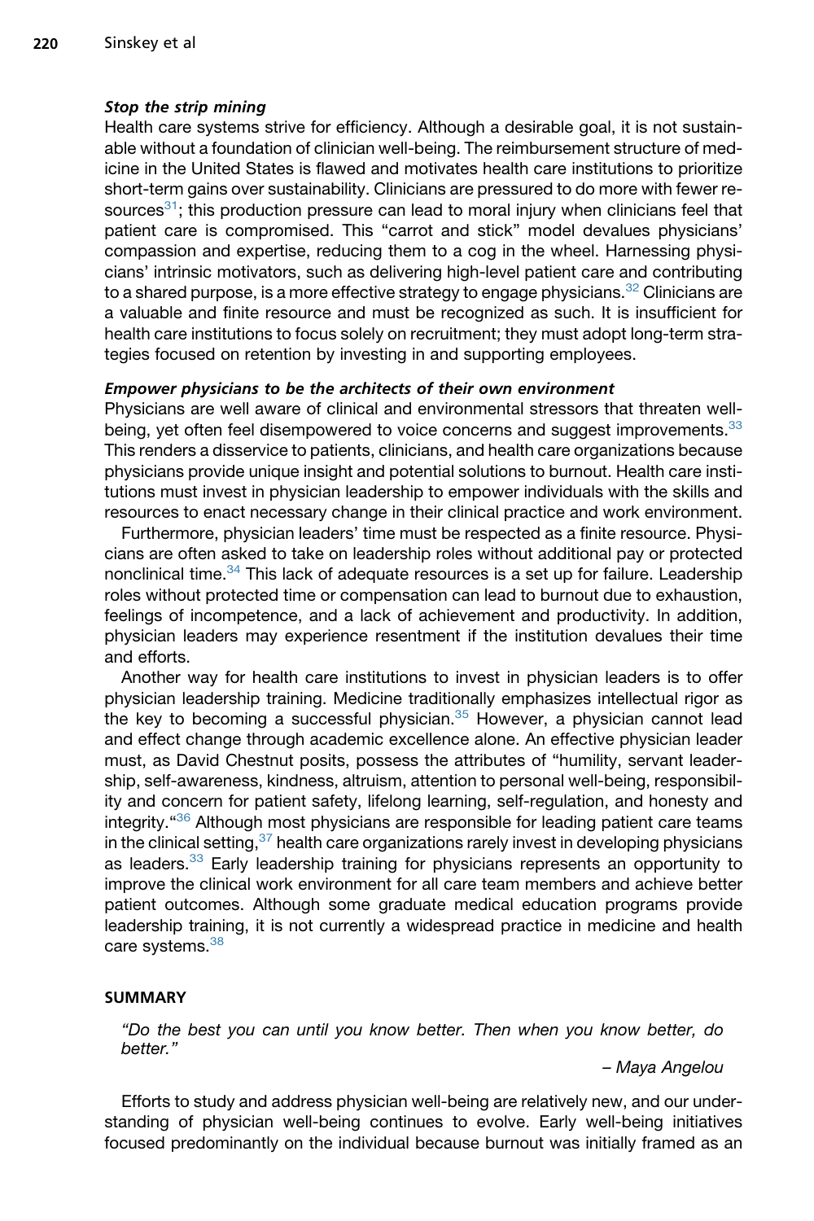### *Stop the strip mining*

Health care systems strive for efficiency. Although a desirable goal, it is not sustainable without a foundation of clinician well-being. The reimbursement structure of medicine in the United States is flawed and motivates health care institutions to prioritize short-term gains over sustainability. Clinicians are pressured to do more with fewer resources[31]; this production pressure can lead to moral injury when clinicians feel that patient care is compromised. This "carrot and stick" model devalues physicians' compassion and expertise, reducing them to a cog in the wheel. Harnessing physicians' intrinsic motivators, such as delivering high-level patient care and contributing to a shared purpose, is a more effective strategy to engage physicians.[32] Clinicians are a valuable and finite resource and must be recognized as such. It is insufficient for health care institutions to focus solely on recruitment; they must adopt long-term strategies focused on retention by investing in and supporting employees.

### *Empower physicians to be the architects of their own environment*

Physicians are well aware of clinical and environmental stressors that threaten well-being, yet often feel disempowered to voice concerns and suggest improvements.[33] This renders a disservice to patients, clinicians, and health care organizations because physicians provide unique insight and potential solutions to burnout. Health care institutions must invest in physician leadership to empower individuals with the skills and resources to enact necessary change in their clinical practice and work environment.

Furthermore, physician leaders' time must be respected as a finite resource. Physicians are often asked to take on leadership roles without additional pay or protected nonclinical time.[34] This lack of adequate resources is a set up for failure. Leadership roles without protected time or compensation can lead to burnout due to exhaustion, feelings of incompetence, and a lack of achievement and productivity. In addition, physician leaders may experience resentment if the institution devalues their time and efforts.

Another way for health care institutions to invest in physician leaders is to offer physician leadership training. Medicine traditionally emphasizes intellectual rigor as the key to becoming a successful physician.[35] However, a physician cannot lead and effect change through academic excellence alone. An effective physician leader must, as David Chestnut posits, possess the attributes of "humility, servant leadership, self-awareness, kindness, altruism, attention to personal well-being, responsibility and concern for patient safety, lifelong learning, self-regulation, and honesty and integrity."[36] Although most physicians are responsible for leading patient care teams in the clinical setting,[37] health care organizations rarely invest in developing physicians as leaders.[33] Early leadership training for physicians represents an opportunity to improve the clinical work environment for all care team members and achieve better patient outcomes. Although some graduate medical education programs provide leadership training, it is not currently a widespread practice in medicine and health care systems.[38]

## SUMMARY

*"Do the best you can until you know better. Then when you know better, do better."*

*– Maya Angelou*

Efforts to study and address physician well-being are relatively new, and our understanding of physician well-being continues to evolve. Early well-being initiatives focused predominantly on the individual because burnout was initially framed as an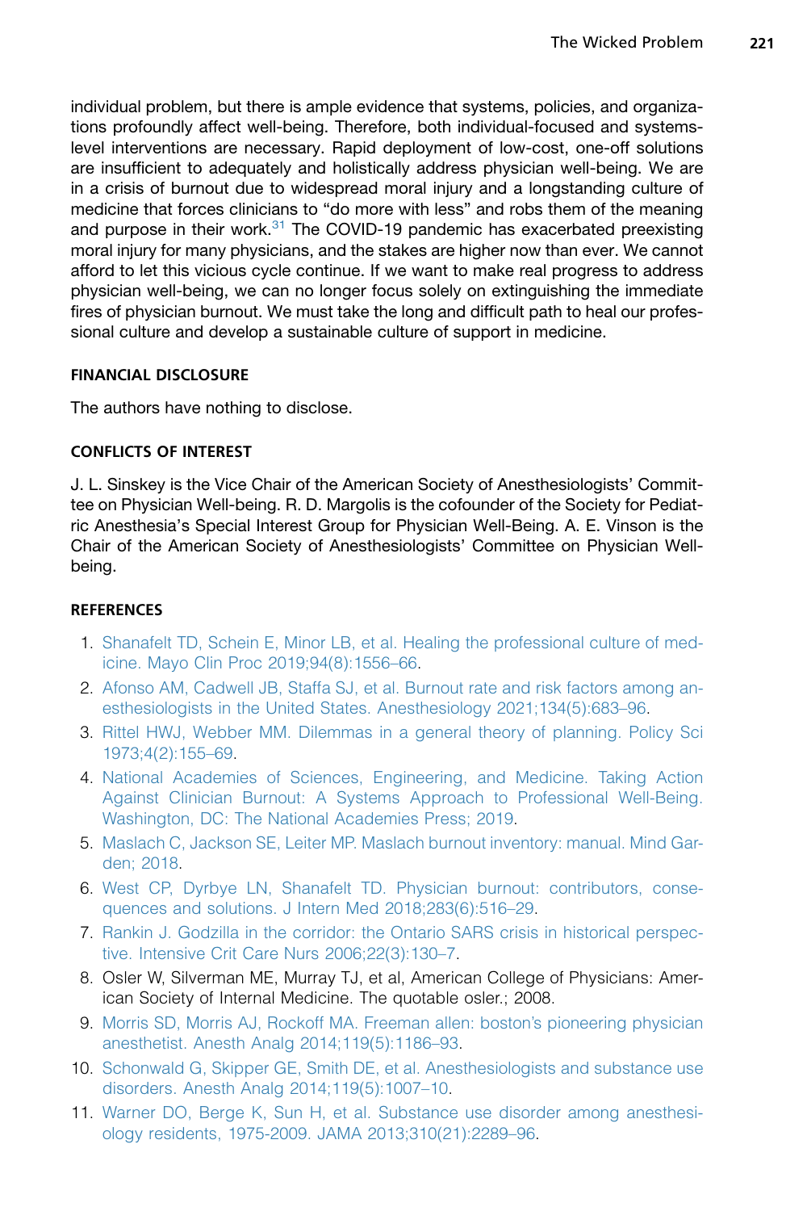individual problem, but there is ample evidence that systems, policies, and organizations profoundly affect well-being. Therefore, both individual-focused and systems-level interventions are necessary. Rapid deployment of low-cost, one-off solutions are insufficient to adequately and holistically address physician well-being. We are in a crisis of burnout due to widespread moral injury and a longstanding culture of medicine that forces clinicians to "do more with less" and robs them of the meaning and purpose in their work.[31] The COVID-19 pandemic has exacerbated preexisting moral injury for many physicians, and the stakes are higher now than ever. We cannot afford to let this vicious cycle continue. If we want to make real progress to address physician well-being, we can no longer focus solely on extinguishing the immediate fires of physician burnout. We must take the long and difficult path to heal our professional culture and develop a sustainable culture of support in medicine.

## FINANCIAL DISCLOSURE

The authors have nothing to disclose.

## CONFLICTS OF INTEREST

J. L. Sinskey is the Vice Chair of the American Society of Anesthesiologists' Committee on Physician Well-being. R. D. Margolis is the cofounder of the Society for Pediatric Anesthesia's Special Interest Group for Physician Well-Being. A. E. Vinson is the Chair of the American Society of Anesthesiologists' Committee on Physician Well-being.

## REFERENCES

1. Shanafelt TD, Schein E, Minor LB, et al. Healing the professional culture of medicine. Mayo Clin Proc 2019;94(8):1556–66.
2. Afonso AM, Cadwell JB, Staffa SJ, et al. Burnout rate and risk factors among anesthesiologists in the United States. Anesthesiology 2021;134(5):683–96.
3. Rittel HWJ, Webber MM. Dilemmas in a general theory of planning. Policy Sci 1973;4(2):155–69.
4. National Academies of Sciences, Engineering, and Medicine. Taking Action Against Clinician Burnout: A Systems Approach to Professional Well-Being. Washington, DC: The National Academies Press; 2019.
5. Maslach C, Jackson SE, Leiter MP. Maslach burnout inventory: manual. Mind Garden; 2018.
6. West CP, Dyrbye LN, Shanafelt TD. Physician burnout: contributors, consequences and solutions. J Intern Med 2018;283(6):516–29.
7. Rankin J. Godzilla in the corridor: the Ontario SARS crisis in historical perspective. Intensive Crit Care Nurs 2006;22(3):130–7.
8. Osler W, Silverman ME, Murray TJ, et al, American College of Physicians: American Society of Internal Medicine. The quotable osler.; 2008.
9. Morris SD, Morris AJ, Rockoff MA. Freeman allen: boston's pioneering physician anesthetist. Anesth Analg 2014;119(5):1186–93.
10. Schonwald G, Skipper GE, Smith DE, et al. Anesthesiologists and substance use disorders. Anesth Analg 2014;119(5):1007–10.
11. Warner DO, Berge K, Sun H, et al. Substance use disorder among anesthesiology residents, 1975-2009. JAMA 2013;310(21):2289–96.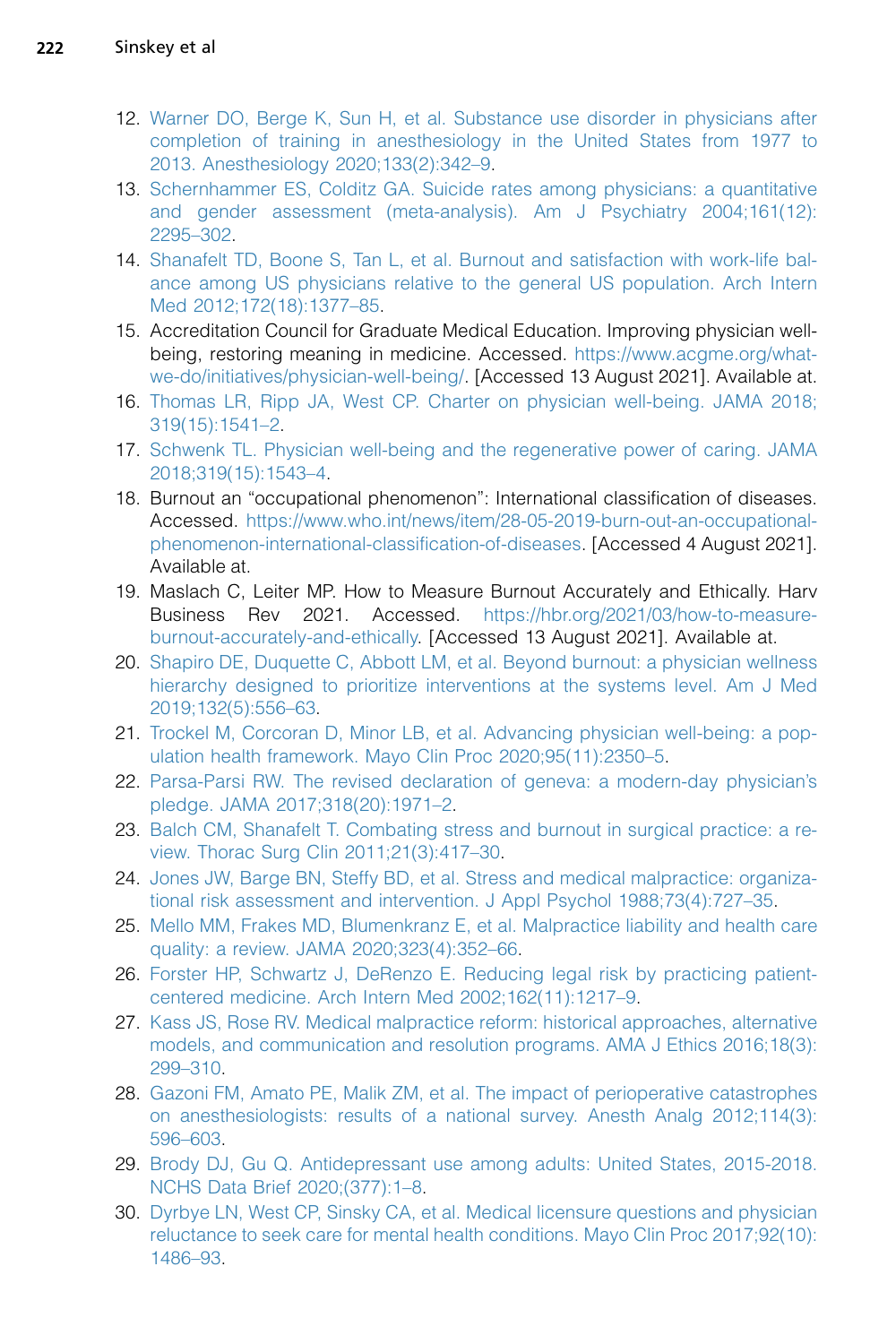12. Warner DO, Berge K, Sun H, et al. Substance use disorder in physicians after completion of training in anesthesiology in the United States from 1977 to 2013. Anesthesiology 2020;133(2):342–9.
13. Schernhammer ES, Colditz GA. Suicide rates among physicians: a quantitative and gender assessment (meta-analysis). Am J Psychiatry 2004;161(12):2295–302.
14. Shanafelt TD, Boone S, Tan L, et al. Burnout and satisfaction with work-life balance among US physicians relative to the general US population. Arch Intern Med 2012;172(18):1377–85.
15. Accreditation Council for Graduate Medical Education. Improving physician well-being, restoring meaning in medicine. Accessed. https://www.acgme.org/what-we-do/initiatives/physician-well-being/. [Accessed 13 August 2021]. Available at.
16. Thomas LR, Ripp JA, West CP. Charter on physician well-being. JAMA 2018;319(15):1541–2.
17. Schwenk TL. Physician well-being and the regenerative power of caring. JAMA 2018;319(15):1543–4.
18. Burnout an "occupational phenomenon": International classification of diseases. Accessed. https://www.who.int/news/item/28-05-2019-burn-out-an-occupational-phenomenon-international-classification-of-diseases. [Accessed 4 August 2021]. Available at.
19. Maslach C, Leiter MP. How to Measure Burnout Accurately and Ethically. Harv Business Rev 2021. Accessed. https://hbr.org/2021/03/how-to-measure-burnout-accurately-and-ethically. [Accessed 13 August 2021]. Available at.
20. Shapiro DE, Duquette C, Abbott LM, et al. Beyond burnout: a physician wellness hierarchy designed to prioritize interventions at the systems level. Am J Med 2019;132(5):556–63.
21. Trockel M, Corcoran D, Minor LB, et al. Advancing physician well-being: a population health framework. Mayo Clin Proc 2020;95(11):2350–5.
22. Parsa-Parsi RW. The revised declaration of geneva: a modern-day physician's pledge. JAMA 2017;318(20):1971–2.
23. Balch CM, Shanafelt T. Combating stress and burnout in surgical practice: a review. Thorac Surg Clin 2011;21(3):417–30.
24. Jones JW, Barge BN, Steffy BD, et al. Stress and medical malpractice: organizational risk assessment and intervention. J Appl Psychol 1988;73(4):727–35.
25. Mello MM, Frakes MD, Blumenkranz E, et al. Malpractice liability and health care quality: a review. JAMA 2020;323(4):352–66.
26. Forster HP, Schwartz J, DeRenzo E. Reducing legal risk by practicing patient-centered medicine. Arch Intern Med 2002;162(11):1217–9.
27. Kass JS, Rose RV. Medical malpractice reform: historical approaches, alternative models, and communication and resolution programs. AMA J Ethics 2016;18(3):299–310.
28. Gazoni FM, Amato PE, Malik ZM, et al. The impact of perioperative catastrophes on anesthesiologists: results of a national survey. Anesth Analg 2012;114(3):596–603.
29. Brody DJ, Gu Q. Antidepressant use among adults: United States, 2015-2018. NCHS Data Brief 2020;(377):1–8.
30. Dyrbye LN, West CP, Sinsky CA, et al. Medical licensure questions and physician reluctance to seek care for mental health conditions. Mayo Clin Proc 2017;92(10):1486–93.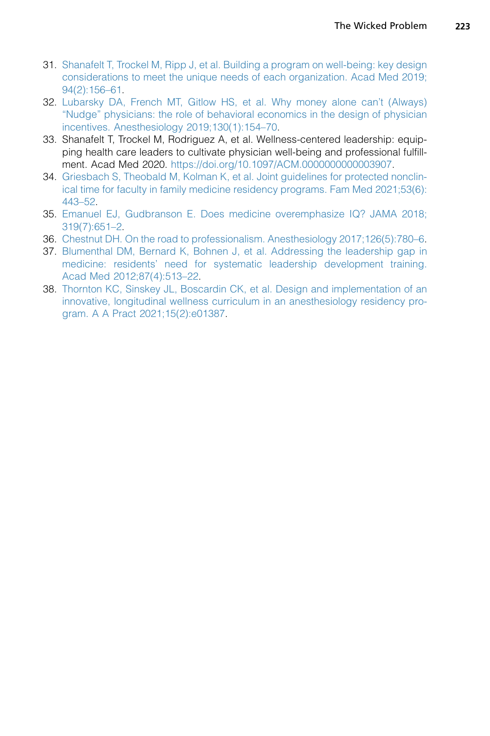31. Shanafelt T, Trockel M, Ripp J, et al. Building a program on well-being: key design considerations to meet the unique needs of each organization. Acad Med 2019;94(2):156–61.
32. Lubarsky DA, French MT, Gitlow HS, et al. Why money alone can't (Always) "Nudge" physicians: the role of behavioral economics in the design of physician incentives. Anesthesiology 2019;130(1):154–70.
33. Shanafelt T, Trockel M, Rodriguez A, et al. Wellness-centered leadership: equipping health care leaders to cultivate physician well-being and professional fulfillment. Acad Med 2020. https://doi.org/10.1097/ACM.0000000000003907.
34. Griesbach S, Theobald M, Kolman K, et al. Joint guidelines for protected nonclinical time for faculty in family medicine residency programs. Fam Med 2021;53(6):443–52.
35. Emanuel EJ, Gudbranson E. Does medicine overemphasize IQ? JAMA 2018;319(7):651–2.
36. Chestnut DH. On the road to professionalism. Anesthesiology 2017;126(5):780–6.
37. Blumenthal DM, Bernard K, Bohnen J, et al. Addressing the leadership gap in medicine: residents' need for systematic leadership development training. Acad Med 2012;87(4):513–22.
38. Thornton KC, Sinskey JL, Boscardin CK, et al. Design and implementation of an innovative, longitudinal wellness curriculum in an anesthesiology residency program. A A Pract 2021;15(2):e01387.